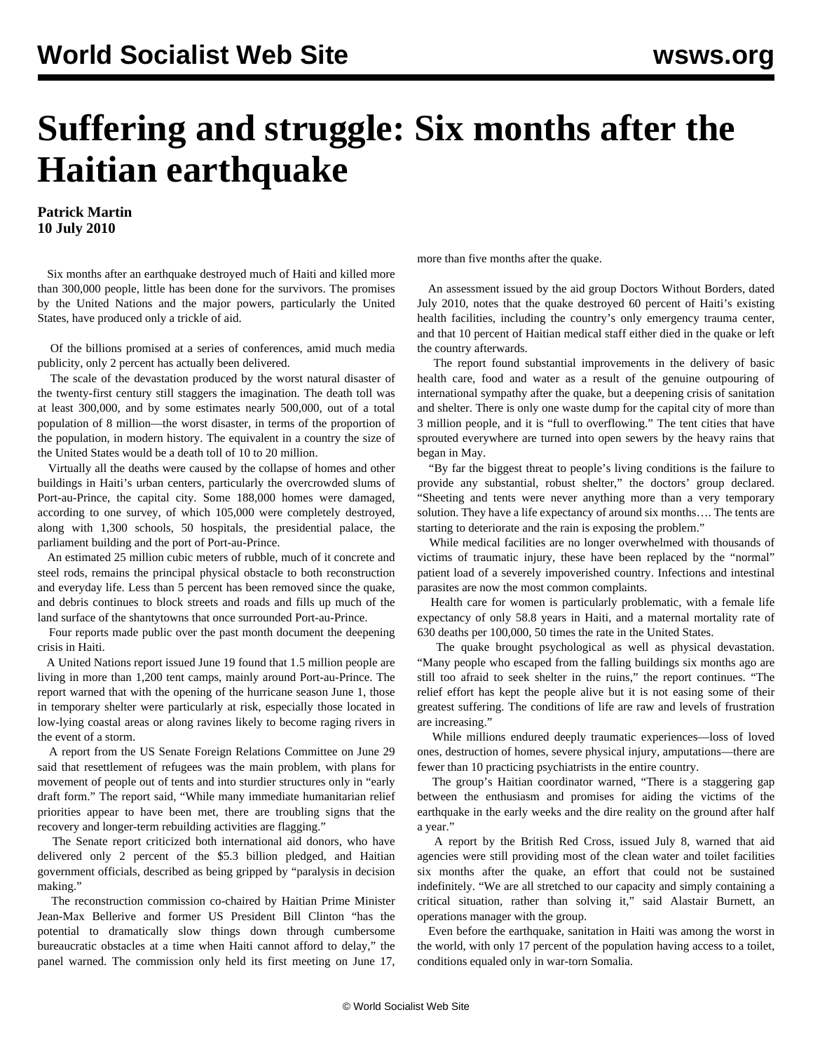# Suffering and struggle: Six months after the Haitian earthquake

**Patrick Martin**
**10 July 2010**

Six months after an earthquake destroyed much of Haiti and killed more than 300,000 people, little has been done for the survivors. The promises by the United Nations and the major powers, particularly the United States, have produced only a trickle of aid.

Of the billions promised at a series of conferences, amid much media publicity, only 2 percent has actually been delivered.

The scale of the devastation produced by the worst natural disaster of the twenty-first century still staggers the imagination. The death toll was at least 300,000, and by some estimates nearly 500,000, out of a total population of 8 million—the worst disaster, in terms of the proportion of the population, in modern history. The equivalent in a country the size of the United States would be a death toll of 10 to 20 million.

Virtually all the deaths were caused by the collapse of homes and other buildings in Haiti's urban centers, particularly the overcrowded slums of Port-au-Prince, the capital city. Some 188,000 homes were damaged, according to one survey, of which 105,000 were completely destroyed, along with 1,300 schools, 50 hospitals, the presidential palace, the parliament building and the port of Port-au-Prince.

An estimated 25 million cubic meters of rubble, much of it concrete and steel rods, remains the principal physical obstacle to both reconstruction and everyday life. Less than 5 percent has been removed since the quake, and debris continues to block streets and roads and fills up much of the land surface of the shantytowns that once surrounded Port-au-Prince.

Four reports made public over the past month document the deepening crisis in Haiti.

A United Nations report issued June 19 found that 1.5 million people are living in more than 1,200 tent camps, mainly around Port-au-Prince. The report warned that with the opening of the hurricane season June 1, those in temporary shelter were particularly at risk, especially those located in low-lying coastal areas or along ravines likely to become raging rivers in the event of a storm.

A report from the US Senate Foreign Relations Committee on June 29 said that resettlement of refugees was the main problem, with plans for movement of people out of tents and into sturdier structures only in "early draft form." The report said, "While many immediate humanitarian relief priorities appear to have been met, there are troubling signs that the recovery and longer-term rebuilding activities are flagging."

The Senate report criticized both international aid donors, who have delivered only 2 percent of the $5.3 billion pledged, and Haitian government officials, described as being gripped by "paralysis in decision making."

The reconstruction commission co-chaired by Haitian Prime Minister Jean-Max Bellerive and former US President Bill Clinton "has the potential to dramatically slow things down through cumbersome bureaucratic obstacles at a time when Haiti cannot afford to delay," the panel warned. The commission only held its first meeting on June 17, more than five months after the quake.

An assessment issued by the aid group Doctors Without Borders, dated July 2010, notes that the quake destroyed 60 percent of Haiti's existing health facilities, including the country's only emergency trauma center, and that 10 percent of Haitian medical staff either died in the quake or left the country afterwards.

The report found substantial improvements in the delivery of basic health care, food and water as a result of the genuine outpouring of international sympathy after the quake, but a deepening crisis of sanitation and shelter. There is only one waste dump for the capital city of more than 3 million people, and it is "full to overflowing." The tent cities that have sprouted everywhere are turned into open sewers by the heavy rains that began in May.

"By far the biggest threat to people's living conditions is the failure to provide any substantial, robust shelter," the doctors' group declared. "Sheeting and tents were never anything more than a very temporary solution. They have a life expectancy of around six months…. The tents are starting to deteriorate and the rain is exposing the problem."

While medical facilities are no longer overwhelmed with thousands of victims of traumatic injury, these have been replaced by the "normal" patient load of a severely impoverished country. Infections and intestinal parasites are now the most common complaints.

Health care for women is particularly problematic, with a female life expectancy of only 58.8 years in Haiti, and a maternal mortality rate of 630 deaths per 100,000, 50 times the rate in the United States.

The quake brought psychological as well as physical devastation. "Many people who escaped from the falling buildings six months ago are still too afraid to seek shelter in the ruins," the report continues. "The relief effort has kept the people alive but it is not easing some of their greatest suffering. The conditions of life are raw and levels of frustration are increasing."

While millions endured deeply traumatic experiences—loss of loved ones, destruction of homes, severe physical injury, amputations—there are fewer than 10 practicing psychiatrists in the entire country.

The group's Haitian coordinator warned, "There is a staggering gap between the enthusiasm and promises for aiding the victims of the earthquake in the early weeks and the dire reality on the ground after half a year."

A report by the British Red Cross, issued July 8, warned that aid agencies were still providing most of the clean water and toilet facilities six months after the quake, an effort that could not be sustained indefinitely. "We are all stretched to our capacity and simply containing a critical situation, rather than solving it," said Alastair Burnett, an operations manager with the group.

Even before the earthquake, sanitation in Haiti was among the worst in the world, with only 17 percent of the population having access to a toilet, conditions equaled only in war-torn Somalia.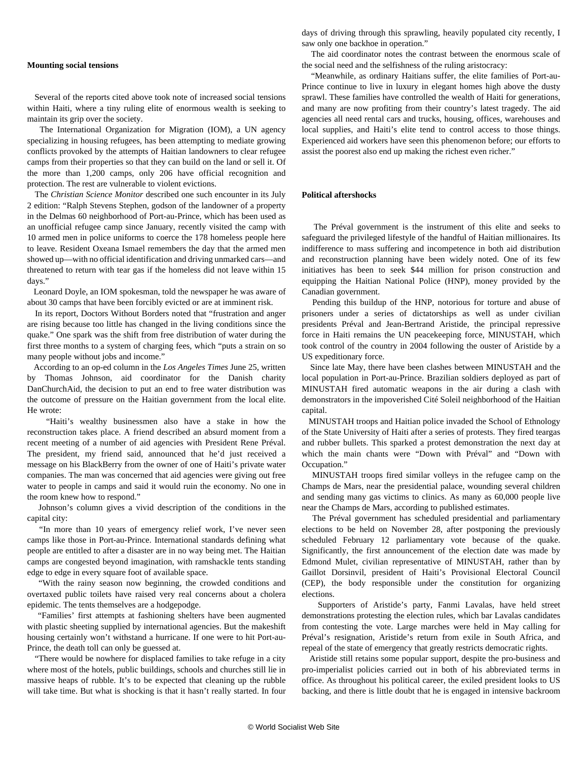### Mounting social tensions

Several of the reports cited above took note of increased social tensions within Haiti, where a tiny ruling elite of enormous wealth is seeking to maintain its grip over the society.

The International Organization for Migration (IOM), a UN agency specializing in housing refugees, has been attempting to mediate growing conflicts provoked by the attempts of Haitian landowners to clear refugee camps from their properties so that they can build on the land or sell it. Of the more than 1,200 camps, only 206 have official recognition and protection. The rest are vulnerable to violent evictions.

The *Christian Science Monitor* described one such encounter in its July 2 edition: "Ralph Stevens Stephen, godson of the landowner of a property in the Delmas 60 neighborhood of Port-au-Prince, which has been used as an unofficial refugee camp since January, recently visited the camp with 10 armed men in police uniforms to coerce the 178 homeless people here to leave. Resident Oxeana Ismael remembers the day that the armed men showed up—with no official identification and driving unmarked cars—and threatened to return with tear gas if the homeless did not leave within 15 days."

Leonard Doyle, an IOM spokesman, told the newspaper he was aware of about 30 camps that have been forcibly evicted or are at imminent risk.

In its report, Doctors Without Borders noted that "frustration and anger are rising because too little has changed in the living conditions since the quake." One spark was the shift from free distribution of water during the first three months to a system of charging fees, which "puts a strain on so many people without jobs and income."

According to an op-ed column in the *Los Angeles Times* June 25, written by Thomas Johnson, aid coordinator for the Danish charity DanChurchAid, the decision to put an end to free water distribution was the outcome of pressure on the Haitian government from the local elite. He wrote:

"Haiti's wealthy businessmen also have a stake in how the reconstruction takes place. A friend described an absurd moment from a recent meeting of a number of aid agencies with President Rene Préval. The president, my friend said, announced that he'd just received a message on his BlackBerry from the owner of one of Haiti's private water companies. The man was concerned that aid agencies were giving out free water to people in camps and said it would ruin the economy. No one in the room knew how to respond."

Johnson's column gives a vivid description of the conditions in the capital city:

"In more than 10 years of emergency relief work, I've never seen camps like those in Port-au-Prince. International standards defining what people are entitled to after a disaster are in no way being met. The Haitian camps are congested beyond imagination, with ramshackle tents standing edge to edge in every square foot of available space.

"With the rainy season now beginning, the crowded conditions and overtaxed public toilets have raised very real concerns about a cholera epidemic. The tents themselves are a hodgepodge.

"Families' first attempts at fashioning shelters have been augmented with plastic sheeting supplied by international agencies. But the makeshift housing certainly won't withstand a hurricane. If one were to hit Port-au-Prince, the death toll can only be guessed at.

"There would be nowhere for displaced families to take refuge in a city where most of the hotels, public buildings, schools and churches still lie in massive heaps of rubble. It's to be expected that cleaning up the rubble will take time. But what is shocking is that it hasn't really started. In four days of driving through this sprawling, heavily populated city recently, I saw only one backhoe in operation."

The aid coordinator notes the contrast between the enormous scale of the social need and the selfishness of the ruling aristocracy:

"Meanwhile, as ordinary Haitians suffer, the elite families of Port-au-Prince continue to live in luxury in elegant homes high above the dusty sprawl. These families have controlled the wealth of Haiti for generations, and many are now profiting from their country's latest tragedy. The aid agencies all need rental cars and trucks, housing, offices, warehouses and local supplies, and Haiti's elite tend to control access to those things. Experienced aid workers have seen this phenomenon before; our efforts to assist the poorest also end up making the richest even richer."

### Political aftershocks

The Préval government is the instrument of this elite and seeks to safeguard the privileged lifestyle of the handful of Haitian millionaires. Its indifference to mass suffering and incompetence in both aid distribution and reconstruction planning have been widely noted. One of its few initiatives has been to seek $44 million for prison construction and equipping the Haitian National Police (HNP), money provided by the Canadian government.

Pending this buildup of the HNP, notorious for torture and abuse of prisoners under a series of dictatorships as well as under civilian presidents Préval and Jean-Bertrand Aristide, the principal repressive force in Haiti remains the UN peacekeeping force, MINUSTAH, which took control of the country in 2004 following the ouster of Aristide by a US expeditionary force.

Since late May, there have been clashes between MINUSTAH and the local population in Port-au-Prince. Brazilian soldiers deployed as part of MINUSTAH fired automatic weapons in the air during a clash with demonstrators in the impoverished Cité Soleil neighborhood of the Haitian capital.

MINUSTAH troops and Haitian police invaded the School of Ethnology of the State University of Haiti after a series of protests. They fired teargas and rubber bullets. This sparked a protest demonstration the next day at which the main chants were "Down with Préval" and "Down with Occupation."

MINUSTAH troops fired similar volleys in the refugee camp on the Champs de Mars, near the presidential palace, wounding several children and sending many gas victims to clinics. As many as 60,000 people live near the Champs de Mars, according to published estimates.

The Préval government has scheduled presidential and parliamentary elections to be held on November 28, after postponing the previously scheduled February 12 parliamentary vote because of the quake. Significantly, the first announcement of the election date was made by Edmond Mulet, civilian representative of MINUSTAH, rather than by Gaillot Dorsinvil, president of Haiti's Provisional Electoral Council (CEP), the body responsible under the constitution for organizing elections.

Supporters of Aristide's party, Fanmi Lavalas, have held street demonstrations protesting the election rules, which bar Lavalas candidates from contesting the vote. Large marches were held in May calling for Préval's resignation, Aristide's return from exile in South Africa, and repeal of the state of emergency that greatly restricts democratic rights.

Aristide still retains some popular support, despite the pro-business and pro-imperialist policies carried out in both of his abbreviated terms in office. As throughout his political career, the exiled president looks to US backing, and there is little doubt that he is engaged in intensive backroom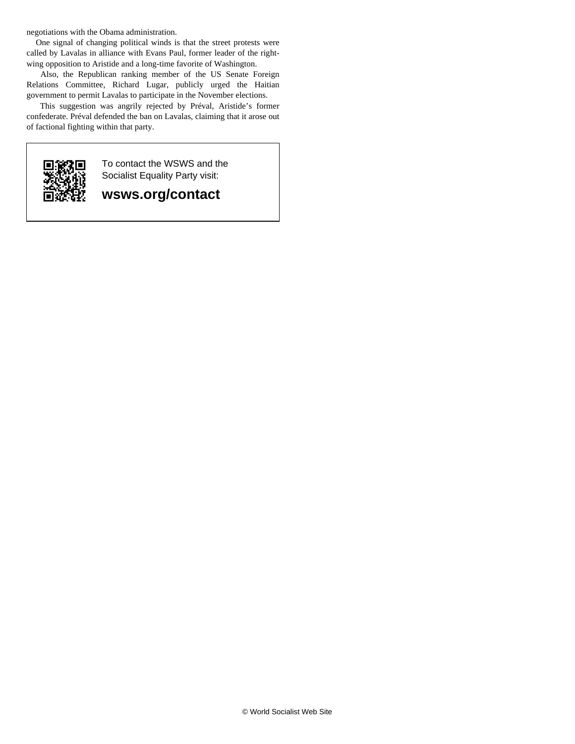negotiations with the Obama administration.

One signal of changing political winds is that the street protests were called by Lavalas in alliance with Evans Paul, former leader of the right-wing opposition to Aristide and a long-time favorite of Washington.

Also, the Republican ranking member of the US Senate Foreign Relations Committee, Richard Lugar, publicly urged the Haitian government to permit Lavalas to participate in the November elections.

This suggestion was angrily rejected by Préval, Aristide's former confederate. Préval defended the ban on Lavalas, claiming that it arose out of factional fighting within that party.

To contact the WSWS and the Socialist Equality Party visit:

**wsws.org/contact**